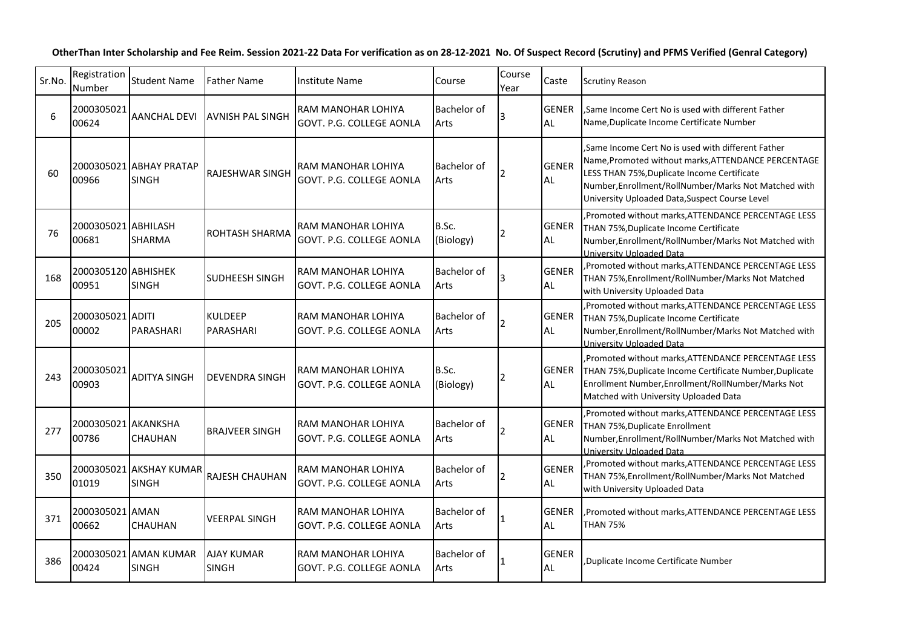**OtherThan Inter Scholarship and Fee Reim. Session 2021-22 Data For verification as on 28-12-2021 No. Of Suspect Record (Scrutiny) and PFMS Verified (Genral Category)**

| Sr.No. | Registration Number | Student Name | Father Name | Institute Name | Course | Course Year | Caste | Scrutiny Reason |
|---|---|---|---|---|---|---|---|---|
| 6 | 200030502100624 | AANCHAL DEVI | AVNISH PAL SINGH | RAM MANOHAR LOHIYA GOVT. P.G. COLLEGE AONLA | Bachelor of Arts | 3 | GENERAL | ,Same Income Cert No is used with different Father Name,Duplicate Income Certificate Number |
| 60 | 200030502100966 | ABHAY PRATAP SINGH | RAJESHWAR SINGH | RAM MANOHAR LOHIYA GOVT. P.G. COLLEGE AONLA | Bachelor of Arts | 2 | GENERAL | ,Same Income Cert No is used with different Father Name,Promoted without marks,ATTENDANCE PERCENTAGE LESS THAN 75%,Duplicate Income Certificate Number,Enrollment/RollNumber/Marks Not Matched with University Uploaded Data,Suspect Course Level |
| 76 | 200030502100681 | ABHILASH SHARMA | ROHTASH SHARMA | RAM MANOHAR LOHIYA GOVT. P.G. COLLEGE AONLA | B.Sc. (Biology) | 2 | GENERAL | ,Promoted without marks,ATTENDANCE PERCENTAGE LESS THAN 75%,Duplicate Income Certificate Number,Enrollment/RollNumber/Marks Not Matched with University Uploaded Data |
| 168 | 200030512000951 | ABHISHEK SINGH | SUDHEESH SINGH | RAM MANOHAR LOHIYA GOVT. P.G. COLLEGE AONLA | Bachelor of Arts | 3 | GENERAL | ,Promoted without marks,ATTENDANCE PERCENTAGE LESS THAN 75%,Enrollment/RollNumber/Marks Not Matched with University Uploaded Data |
| 205 | 200030502100002 | ADITI PARASHARI | KULDEEP PARASHARI | RAM MANOHAR LOHIYA GOVT. P.G. COLLEGE AONLA | Bachelor of Arts | 2 | GENERAL | ,Promoted without marks,ATTENDANCE PERCENTAGE LESS THAN 75%,Duplicate Income Certificate Number,Enrollment/RollNumber/Marks Not Matched with University Uploaded Data |
| 243 | 200030502100903 | ADITYA SINGH | DEVENDRA SINGH | RAM MANOHAR LOHIYA GOVT. P.G. COLLEGE AONLA | B.Sc. (Biology) | 2 | GENERAL | ,Promoted without marks,ATTENDANCE PERCENTAGE LESS THAN 75%,Duplicate Income Certificate Number,Duplicate Enrollment Number,Enrollment/RollNumber/Marks Not Matched with University Uploaded Data |
| 277 | 200030502100786 | AKANKSHA CHAUHAN | BRAJVEER SINGH | RAM MANOHAR LOHIYA GOVT. P.G. COLLEGE AONLA | Bachelor of Arts | 2 | GENERAL | ,Promoted without marks,ATTENDANCE PERCENTAGE LESS THAN 75%,Duplicate Enrollment Number,Enrollment/RollNumber/Marks Not Matched with University Uploaded Data |
| 350 | 200030502101019 | AKSHAY KUMAR SINGH | RAJESH CHAUHAN | RAM MANOHAR LOHIYA GOVT. P.G. COLLEGE AONLA | Bachelor of Arts | 2 | GENERAL | ,Promoted without marks,ATTENDANCE PERCENTAGE LESS THAN 75%,Enrollment/RollNumber/Marks Not Matched with University Uploaded Data |
| 371 | 200030502100662 | AMAN CHAUHAN | VEERPAL SINGH | RAM MANOHAR LOHIYA GOVT. P.G. COLLEGE AONLA | Bachelor of Arts | 1 | GENERAL | ,Promoted without marks,ATTENDANCE PERCENTAGE LESS THAN 75% |
| 386 | 200030502100424 | AMAN KUMAR SINGH | AJAY KUMAR SINGH | RAM MANOHAR LOHIYA GOVT. P.G. COLLEGE AONLA | Bachelor of Arts | 1 | GENERAL | ,Duplicate Income Certificate Number |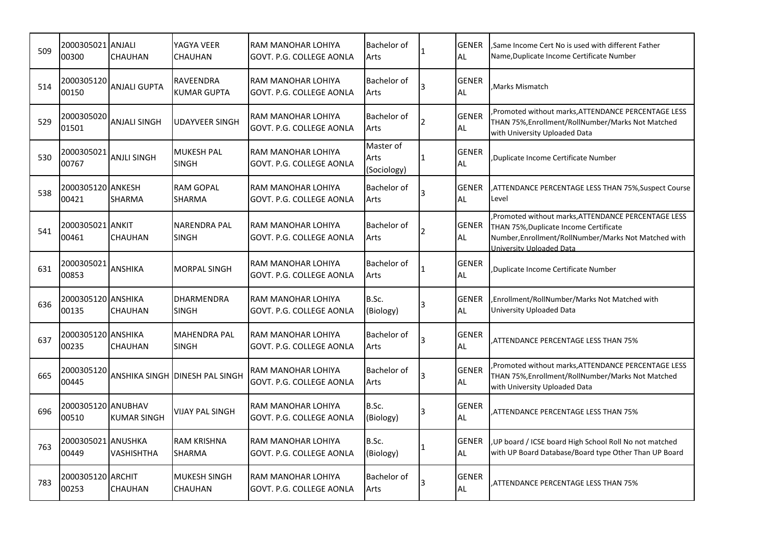| 509 | 200030502100300 | ANJALI CHAUHAN | YAGYA VEER CHAUHAN | RAM MANOHAR LOHIYA GOVT. P.G. COLLEGE AONLA | Bachelor of Arts | 1 | GENERAL | ,Same Income Cert No is used with different Father Name,Duplicate Income Certificate Number |
|---|---|---|---|---|---|---|---|---|
| 514 | 200030512000150 | ANJALI GUPTA | RAVEENDRA KUMAR GUPTA | RAM MANOHAR LOHIYA GOVT. P.G. COLLEGE AONLA | Bachelor of Arts | 3 | GENERAL | ,Marks Mismatch |
| 529 | 200030502001501 | ANJALI SINGH | UDAYVEER SINGH | RAM MANOHAR LOHIYA GOVT. P.G. COLLEGE AONLA | Bachelor of Arts | 2 | GENERAL | ,Promoted without marks,ATTENDANCE PERCENTAGE LESS THAN 75%,Enrollment/RollNumber/Marks Not Matched with University Uploaded Data |
| 530 | 200030502100767 | ANJLI SINGH | MUKESH PAL SINGH | RAM MANOHAR LOHIYA GOVT. P.G. COLLEGE AONLA | Master of Arts (Sociology) | 1 | GENERAL | ,Duplicate Income Certificate Number |
| 538 | 200030512000421 | ANKESH SHARMA | RAM GOPAL SHARMA | RAM MANOHAR LOHIYA GOVT. P.G. COLLEGE AONLA | Bachelor of Arts | 3 | GENERAL | ,ATTENDANCE PERCENTAGE LESS THAN 75%,Suspect Course Level |
| 541 | 200030502100461 | ANKIT CHAUHAN | NARENDRA PAL SINGH | RAM MANOHAR LOHIYA GOVT. P.G. COLLEGE AONLA | Bachelor of Arts | 2 | GENERAL | ,Promoted without marks,ATTENDANCE PERCENTAGE LESS THAN 75%,Duplicate Income Certificate Number,Enrollment/RollNumber/Marks Not Matched with University Uploaded Data |
| 631 | 200030502100853 | ANSHIKA | MORPAL SINGH | RAM MANOHAR LOHIYA GOVT. P.G. COLLEGE AONLA | Bachelor of Arts | 1 | GENERAL | ,Duplicate Income Certificate Number |
| 636 | 200030512000135 | ANSHIKA CHAUHAN | DHARMENDRA SINGH | RAM MANOHAR LOHIYA GOVT. P.G. COLLEGE AONLA | B.Sc. (Biology) | 3 | GENERAL | ,Enrollment/RollNumber/Marks Not Matched with University Uploaded Data |
| 637 | 200030512000235 | ANSHIKA CHAUHAN | MAHENDRA PAL SINGH | RAM MANOHAR LOHIYA GOVT. P.G. COLLEGE AONLA | Bachelor of Arts | 3 | GENERAL | ,ATTENDANCE PERCENTAGE LESS THAN 75% |
| 665 | 200030512000445 | ANSHIKA SINGH | DINESH PAL SINGH | RAM MANOHAR LOHIYA GOVT. P.G. COLLEGE AONLA | Bachelor of Arts | 3 | GENERAL | ,Promoted without marks,ATTENDANCE PERCENTAGE LESS THAN 75%,Enrollment/RollNumber/Marks Not Matched with University Uploaded Data |
| 696 | 200030512000510 | ANUBHAV KUMAR SINGH | VIJAY PAL SINGH | RAM MANOHAR LOHIYA GOVT. P.G. COLLEGE AONLA | B.Sc. (Biology) | 3 | GENERAL | ,ATTENDANCE PERCENTAGE LESS THAN 75% |
| 763 | 200030502100449 | ANUSHKA VASHISHTHA | RAM KRISHNA SHARMA | RAM MANOHAR LOHIYA GOVT. P.G. COLLEGE AONLA | B.Sc. (Biology) | 1 | GENERAL | ,UP board / ICSE board High School Roll No not matched with UP Board Database/Board type Other Than UP Board |
| 783 | 200030512000253 | ARCHIT CHAUHAN | MUKESH SINGH CHAUHAN | RAM MANOHAR LOHIYA GOVT. P.G. COLLEGE AONLA | Bachelor of Arts | 3 | GENERAL | ,ATTENDANCE PERCENTAGE LESS THAN 75% |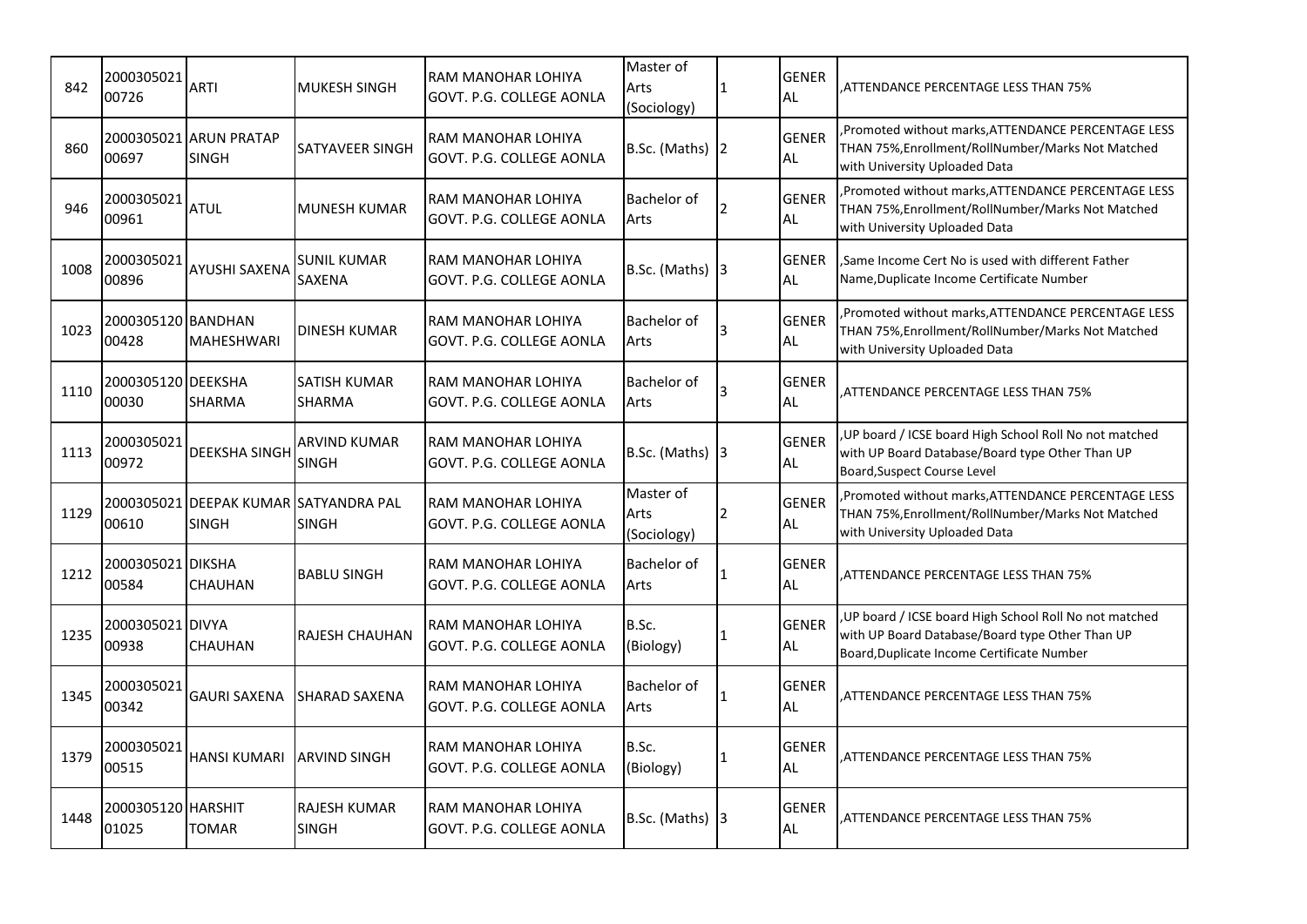| 842 | 200030502100726 | ARTI | MUKESH SINGH | RAM MANOHAR LOHIYA GOVT. P.G. COLLEGE AONLA | Master of Arts (Sociology) | 1 | GENERAL | ,ATTENDANCE PERCENTAGE LESS THAN 75% |
|---|---|---|---|---|---|---|---|---|
| 860 | 200030502100697 | ARUN PRATAP SINGH | SATYAVEER SINGH | RAM MANOHAR LOHIYA GOVT. P.G. COLLEGE AONLA | B.Sc. (Maths) | 2 | GENERAL | ,Promoted without marks,ATTENDANCE PERCENTAGE LESS THAN 75%,Enrollment/RollNumber/Marks Not Matched with University Uploaded Data |
| 946 | 200030502100961 | ATUL | MUNESH KUMAR | RAM MANOHAR LOHIYA GOVT. P.G. COLLEGE AONLA | Bachelor of Arts | 2 | GENERAL | ,Promoted without marks,ATTENDANCE PERCENTAGE LESS THAN 75%,Enrollment/RollNumber/Marks Not Matched with University Uploaded Data |
| 1008 | 200030502100896 | AYUSHI SAXENA | SUNIL KUMAR SAXENA | RAM MANOHAR LOHIYA GOVT. P.G. COLLEGE AONLA | B.Sc. (Maths) | 3 | GENERAL | ,Same Income Cert No is used with different Father Name,Duplicate Income Certificate Number |
| 1023 | 200030512000428 | BANDHAN MAHESHWARI | DINESH KUMAR | RAM MANOHAR LOHIYA GOVT. P.G. COLLEGE AONLA | Bachelor of Arts | 3 | GENERAL | ,Promoted without marks,ATTENDANCE PERCENTAGE LESS THAN 75%,Enrollment/RollNumber/Marks Not Matched with University Uploaded Data |
| 1110 | 200030512000030 | DEEKSHA SHARMA | SATISH KUMAR SHARMA | RAM MANOHAR LOHIYA GOVT. P.G. COLLEGE AONLA | Bachelor of Arts | 3 | GENERAL | ,ATTENDANCE PERCENTAGE LESS THAN 75% |
| 1113 | 200030502100972 | DEEKSHA SINGH | ARVIND KUMAR SINGH | RAM MANOHAR LOHIYA GOVT. P.G. COLLEGE AONLA | B.Sc. (Maths) | 3 | GENERAL | ,UP board / ICSE board High School Roll No not matched with UP Board Database/Board type Other Than UP Board,Suspect Course Level |
| 1129 | 200030502100610 | DEEPAK KUMAR SINGH | SATYANDRA PAL SINGH | RAM MANOHAR LOHIYA GOVT. P.G. COLLEGE AONLA | Master of Arts (Sociology) | 2 | GENERAL | ,Promoted without marks,ATTENDANCE PERCENTAGE LESS THAN 75%,Enrollment/RollNumber/Marks Not Matched with University Uploaded Data |
| 1212 | 200030502100584 | DIKSHA CHAUHAN | BABLU SINGH | RAM MANOHAR LOHIYA GOVT. P.G. COLLEGE AONLA | Bachelor of Arts | 1 | GENERAL | ,ATTENDANCE PERCENTAGE LESS THAN 75% |
| 1235 | 200030502100938 | DIVYA CHAUHAN | RAJESH CHAUHAN | RAM MANOHAR LOHIYA GOVT. P.G. COLLEGE AONLA | B.Sc. (Biology) | 1 | GENERAL | ,UP board / ICSE board High School Roll No not matched with UP Board Database/Board type Other Than UP Board,Duplicate Income Certificate Number |
| 1345 | 200030502100342 | GAURI SAXENA | SHARAD SAXENA | RAM MANOHAR LOHIYA GOVT. P.G. COLLEGE AONLA | Bachelor of Arts | 1 | GENERAL | ,ATTENDANCE PERCENTAGE LESS THAN 75% |
| 1379 | 200030502100515 | HANSI KUMARI | ARVIND SINGH | RAM MANOHAR LOHIYA GOVT. P.G. COLLEGE AONLA | B.Sc. (Biology) | 1 | GENERAL | ,ATTENDANCE PERCENTAGE LESS THAN 75% |
| 1448 | 200030512001025 | HARSHIT TOMAR | RAJESH KUMAR SINGH | RAM MANOHAR LOHIYA GOVT. P.G. COLLEGE AONLA | B.Sc. (Maths) | 3 | GENERAL | ,ATTENDANCE PERCENTAGE LESS THAN 75% |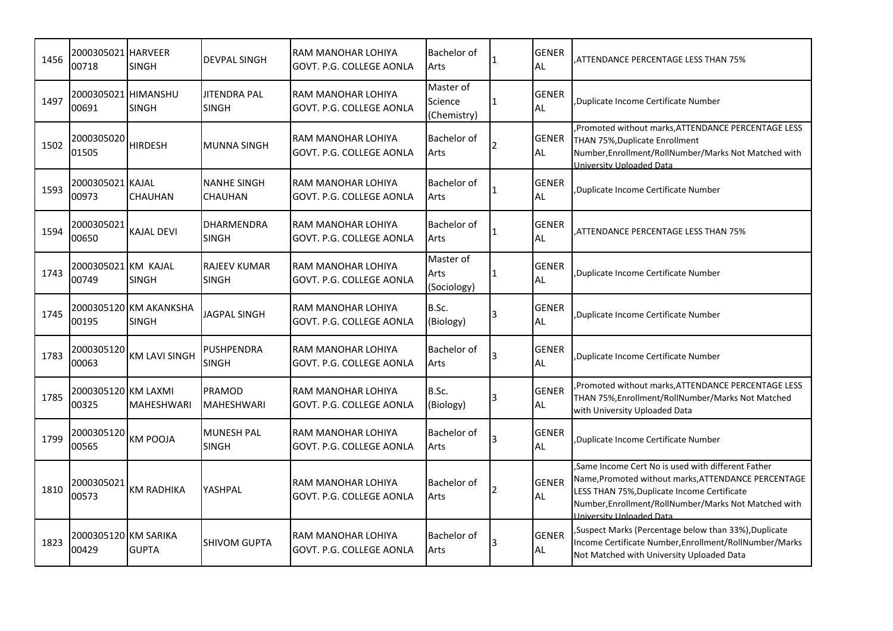| 1456 | 200030502100718 | HARVEER SINGH | DEVPAL SINGH | RAM MANOHAR LOHIYA GOVT. P.G. COLLEGE AONLA | Bachelor of Arts | 1 | GENERAL | ,ATTENDANCE PERCENTAGE LESS THAN 75% |
|---|---|---|---|---|---|---|---|---|
| 1497 | 200030502100691 | HIMANSHU SINGH | JITENDRA PAL SINGH | RAM MANOHAR LOHIYA GOVT. P.G. COLLEGE AONLA | Master of Science (Chemistry) | 1 | GENERAL | ,Duplicate Income Certificate Number |
| 1502 | 200030502001505 | HIRDESH | MUNNA SINGH | RAM MANOHAR LOHIYA GOVT. P.G. COLLEGE AONLA | Bachelor of Arts | 2 | GENERAL | ,Promoted without marks,ATTENDANCE PERCENTAGE LESS THAN 75%,Duplicate Enrollment Number,Enrollment/RollNumber/Marks Not Matched with University Uploaded Data |
| 1593 | 200030502100973 | KAJAL CHAUHAN | NANHE SINGH CHAUHAN | RAM MANOHAR LOHIYA GOVT. P.G. COLLEGE AONLA | Bachelor of Arts | 1 | GENERAL | ,Duplicate Income Certificate Number |
| 1594 | 200030502100650 | KAJAL DEVI | DHARMENDRA SINGH | RAM MANOHAR LOHIYA GOVT. P.G. COLLEGE AONLA | Bachelor of Arts | 1 | GENERAL | ,ATTENDANCE PERCENTAGE LESS THAN 75% |
| 1743 | 200030502100749 | KM KAJAL SINGH | RAJEEV KUMAR SINGH | RAM MANOHAR LOHIYA GOVT. P.G. COLLEGE AONLA | Master of Arts (Sociology) | 1 | GENERAL | ,Duplicate Income Certificate Number |
| 1745 | 200030512000195 | KM AKANKSHA SINGH | JAGPAL SINGH | RAM MANOHAR LOHIYA GOVT. P.G. COLLEGE AONLA | B.Sc. (Biology) | 3 | GENERAL | ,Duplicate Income Certificate Number |
| 1783 | 200030512000063 | KM LAVI SINGH | PUSHPENDRA SINGH | RAM MANOHAR LOHIYA GOVT. P.G. COLLEGE AONLA | Bachelor of Arts | 3 | GENERAL | ,Duplicate Income Certificate Number |
| 1785 | 200030512000325 | KM LAXMI MAHESHWARI | PRAMOD MAHESHWARI | RAM MANOHAR LOHIYA GOVT. P.G. COLLEGE AONLA | B.Sc. (Biology) | 3 | GENERAL | ,Promoted without marks,ATTENDANCE PERCENTAGE LESS THAN 75%,Enrollment/RollNumber/Marks Not Matched with University Uploaded Data |
| 1799 | 200030512000565 | KM POOJA | MUNESH PAL SINGH | RAM MANOHAR LOHIYA GOVT. P.G. COLLEGE AONLA | Bachelor of Arts | 3 | GENERAL | ,Duplicate Income Certificate Number |
| 1810 | 200030502100573 | KM RADHIKA | YASHPAL | RAM MANOHAR LOHIYA GOVT. P.G. COLLEGE AONLA | Bachelor of Arts | 2 | GENERAL | ,Same Income Cert No is used with different Father Name,Promoted without marks,ATTENDANCE PERCENTAGE LESS THAN 75%,Duplicate Income Certificate Number,Enrollment/RollNumber/Marks Not Matched with University Uploaded Data |
| 1823 | 200030512000429 | KM SARIKA GUPTA | SHIVOM GUPTA | RAM MANOHAR LOHIYA GOVT. P.G. COLLEGE AONLA | Bachelor of Arts | 3 | GENERAL | ,Suspect Marks (Percentage below than 33%),Duplicate Income Certificate Number,Enrollment/RollNumber/Marks Not Matched with University Uploaded Data |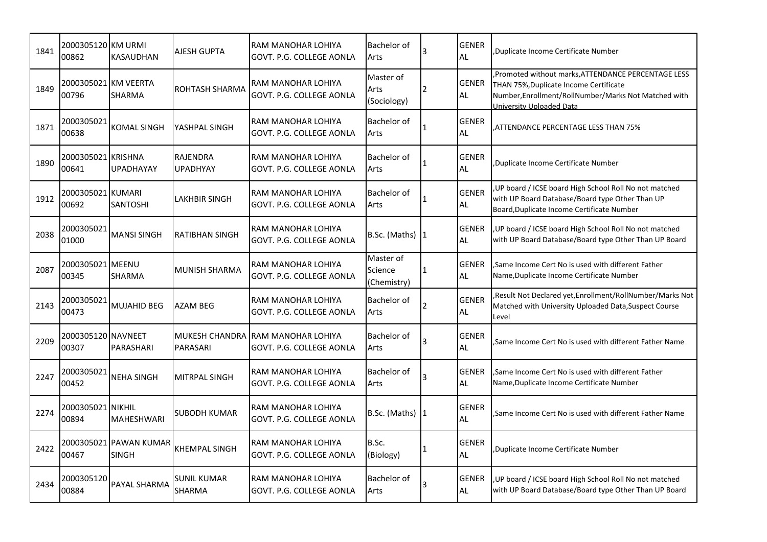| 1841 | 200030512000862 | KM URMI KASAUDHAN | AJESH GUPTA | RAM MANOHAR LOHIYA GOVT. P.G. COLLEGE AONLA | Bachelor of Arts | 3 | GENERAL | ,Duplicate Income Certificate Number |
|---|---|---|---|---|---|---|---|---|
| 1849 | 200030502100796 | KM VEERTA SHARMA | ROHTASH SHARMA | RAM MANOHAR LOHIYA GOVT. P.G. COLLEGE AONLA | Master of Arts (Sociology) | 2 | GENERAL | ,Promoted without marks,ATTENDANCE PERCENTAGE LESS THAN 75%,Duplicate Income Certificate Number,Enrollment/RollNumber/Marks Not Matched with University Uploaded Data |
| 1871 | 200030502100638 | KOMAL SINGH | YASHPAL SINGH | RAM MANOHAR LOHIYA GOVT. P.G. COLLEGE AONLA | Bachelor of Arts | 1 | GENERAL | ,ATTENDANCE PERCENTAGE LESS THAN 75% |
| 1890 | 200030502100641 | KRISHNA UPADHAYAY | RAJENDRA UPADHYAY | RAM MANOHAR LOHIYA GOVT. P.G. COLLEGE AONLA | Bachelor of Arts | 1 | GENERAL | ,Duplicate Income Certificate Number |
| 1912 | 200030502100692 | KUMARI SANTOSHI | LAKHBIR SINGH | RAM MANOHAR LOHIYA GOVT. P.G. COLLEGE AONLA | Bachelor of Arts | 1 | GENERAL | ,UP board / ICSE board High School Roll No not matched with UP Board Database/Board type Other Than UP Board,Duplicate Income Certificate Number |
| 2038 | 200030502101000 | MANSI SINGH | RATIBHAN SINGH | RAM MANOHAR LOHIYA GOVT. P.G. COLLEGE AONLA | B.Sc. (Maths) | 1 | GENERAL | ,UP board / ICSE board High School Roll No not matched with UP Board Database/Board type Other Than UP Board |
| 2087 | 200030502100345 | MEENU SHARMA | MUNISH SHARMA | RAM MANOHAR LOHIYA GOVT. P.G. COLLEGE AONLA | Master of Science (Chemistry) | 1 | GENERAL | ,Same Income Cert No is used with different Father Name,Duplicate Income Certificate Number |
| 2143 | 200030502100473 | MUJAHID BEG | AZAM BEG | RAM MANOHAR LOHIYA GOVT. P.G. COLLEGE AONLA | Bachelor of Arts | 2 | GENERAL | ,Result Not Declared yet,Enrollment/RollNumber/Marks Not Matched with University Uploaded Data,Suspect Course Level |
| 2209 | 200030512000307 | NAVNEET PARASHARI | MUKESH CHANDRA PARASARI | RAM MANOHAR LOHIYA GOVT. P.G. COLLEGE AONLA | Bachelor of Arts | 3 | GENERAL | ,Same Income Cert No is used with different Father Name |
| 2247 | 200030502100452 | NEHA SINGH | MITRPAL SINGH | RAM MANOHAR LOHIYA GOVT. P.G. COLLEGE AONLA | Bachelor of Arts | 3 | GENERAL | ,Same Income Cert No is used with different Father Name,Duplicate Income Certificate Number |
| 2274 | 200030502100894 | NIKHIL MAHESHWARI | SUBODH KUMAR | RAM MANOHAR LOHIYA GOVT. P.G. COLLEGE AONLA | B.Sc. (Maths) | 1 | GENERAL | ,Same Income Cert No is used with different Father Name |
| 2422 | 200030502100467 | PAWAN KUMAR SINGH | KHEMPAL SINGH | RAM MANOHAR LOHIYA GOVT. P.G. COLLEGE AONLA | B.Sc. (Biology) | 1 | GENERAL | ,Duplicate Income Certificate Number |
| 2434 | 200030512000884 | PAYAL SHARMA | SUNIL KUMAR SHARMA | RAM MANOHAR LOHIYA GOVT. P.G. COLLEGE AONLA | Bachelor of Arts | 3 | GENERAL | ,UP board / ICSE board High School Roll No not matched with UP Board Database/Board type Other Than UP Board |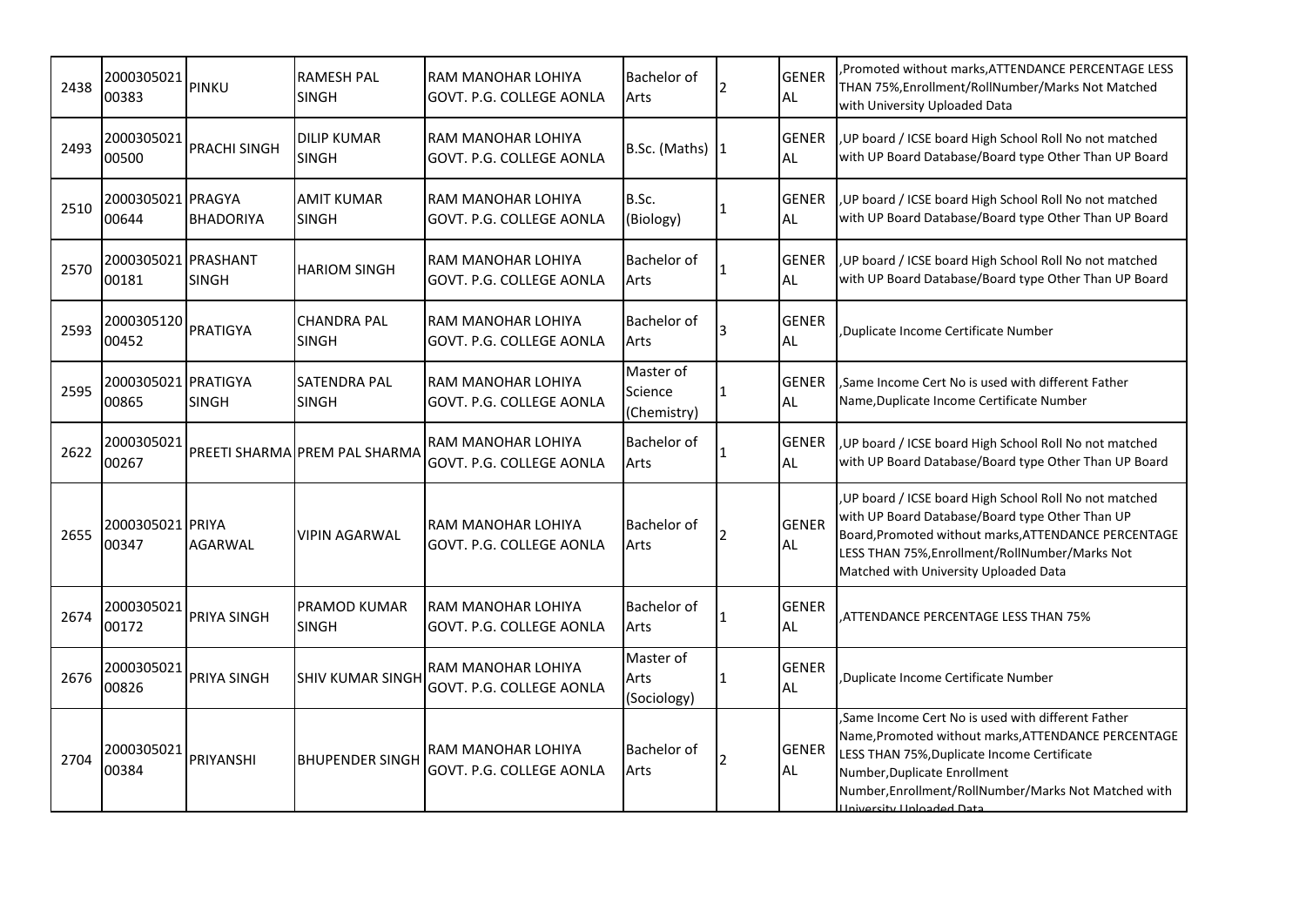| 2438 | 200030502100383 | PINKU | RAMESH PAL SINGH | RAM MANOHAR LOHIYA GOVT. P.G. COLLEGE AONLA | Bachelor of Arts | 2 | GENERAL | ,Promoted without marks,ATTENDANCE PERCENTAGE LESS THAN 75%,Enrollment/RollNumber/Marks Not Matched with University Uploaded Data |
|---|---|---|---|---|---|---|---|---|
| 2493 | 200030502100500 | PRACHI SINGH | DILIP KUMAR SINGH | RAM MANOHAR LOHIYA GOVT. P.G. COLLEGE AONLA | B.Sc. (Maths) | 1 | GENERAL | ,UP board / ICSE board High School Roll No not matched with UP Board Database/Board type Other Than UP Board |
| 2510 | 200030502100644 | PRAGYA BHADORIYA | AMIT KUMAR SINGH | RAM MANOHAR LOHIYA GOVT. P.G. COLLEGE AONLA | B.Sc. (Biology) | 1 | GENERAL | ,UP board / ICSE board High School Roll No not matched with UP Board Database/Board type Other Than UP Board |
| 2570 | 200030502100181 | PRASHANT SINGH | HARIOM SINGH | RAM MANOHAR LOHIYA GOVT. P.G. COLLEGE AONLA | Bachelor of Arts | 1 | GENERAL | ,UP board / ICSE board High School Roll No not matched with UP Board Database/Board type Other Than UP Board |
| 2593 | 200030512000452 | PRATIGYA | CHANDRA PAL SINGH | RAM MANOHAR LOHIYA GOVT. P.G. COLLEGE AONLA | Bachelor of Arts | 3 | GENERAL | ,Duplicate Income Certificate Number |
| 2595 | 200030502100865 | PRATIGYA SINGH | SATENDRA PAL SINGH | RAM MANOHAR LOHIYA GOVT. P.G. COLLEGE AONLA | Master of Science (Chemistry) | 1 | GENERAL | ,Same Income Cert No is used with different Father Name,Duplicate Income Certificate Number |
| 2622 | 200030502100267 | PREETI SHARMA | PREM PAL SHARMA | RAM MANOHAR LOHIYA GOVT. P.G. COLLEGE AONLA | Bachelor of Arts | 1 | GENERAL | ,UP board / ICSE board High School Roll No not matched with UP Board Database/Board type Other Than UP Board |
| 2655 | 200030502100347 | PRIYA AGARWAL | VIPIN AGARWAL | RAM MANOHAR LOHIYA GOVT. P.G. COLLEGE AONLA | Bachelor of Arts | 2 | GENERAL | ,UP board / ICSE board High School Roll No not matched with UP Board Database/Board type Other Than UP Board,Promoted without marks,ATTENDANCE PERCENTAGE LESS THAN 75%,Enrollment/RollNumber/Marks Not Matched with University Uploaded Data |
| 2674 | 200030502100172 | PRIYA SINGH | PRAMOD KUMAR SINGH | RAM MANOHAR LOHIYA GOVT. P.G. COLLEGE AONLA | Bachelor of Arts | 1 | GENERAL | ,ATTENDANCE PERCENTAGE LESS THAN 75% |
| 2676 | 200030502100826 | PRIYA SINGH | SHIV KUMAR SINGH | RAM MANOHAR LOHIYA GOVT. P.G. COLLEGE AONLA | Master of Arts (Sociology) | 1 | GENERAL | ,Duplicate Income Certificate Number |
| 2704 | 200030502100384 | PRIYANSHI | BHUPENDER SINGH | RAM MANOHAR LOHIYA GOVT. P.G. COLLEGE AONLA | Bachelor of Arts | 2 | GENERAL | ,Same Income Cert No is used with different Father Name,Promoted without marks,ATTENDANCE PERCENTAGE LESS THAN 75%,Duplicate Income Certificate Number,Duplicate Enrollment Number,Enrollment/RollNumber/Marks Not Matched with University Uploaded Data |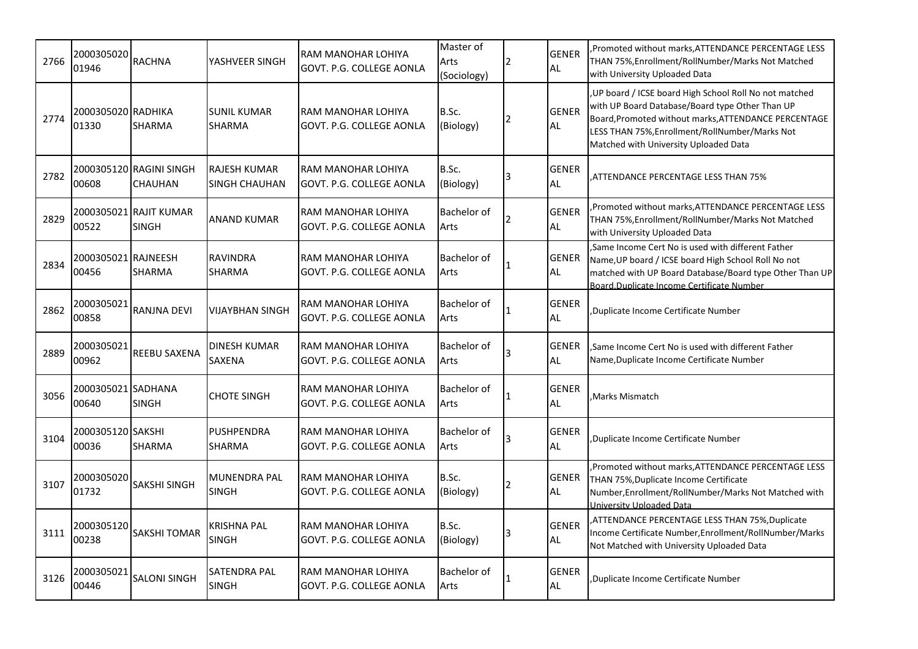| 2766 | 200030502001946 | RACHNA | YASHVEER SINGH | RAM MANOHAR LOHIYA GOVT. P.G. COLLEGE AONLA | Master of Arts (Sociology) | 2 | GENERAL | ,Promoted without marks,ATTENDANCE PERCENTAGE LESS THAN 75%,Enrollment/RollNumber/Marks Not Matched with University Uploaded Data |
|---|---|---|---|---|---|---|---|---|
| 2774 | 200030502001330 | RADHIKA SHARMA | SUNIL KUMAR SHARMA | RAM MANOHAR LOHIYA GOVT. P.G. COLLEGE AONLA | B.Sc. (Biology) | 2 | GENERAL | ,UP board / ICSE board High School Roll No not matched with UP Board Database/Board type Other Than UP Board,Promoted without marks,ATTENDANCE PERCENTAGE LESS THAN 75%,Enrollment/RollNumber/Marks Not Matched with University Uploaded Data |
| 2782 | 200030512000608 | RAGINI SINGH CHAUHAN | RAJESH KUMAR SINGH CHAUHAN | RAM MANOHAR LOHIYA GOVT. P.G. COLLEGE AONLA | B.Sc. (Biology) | 3 | GENERAL | ,ATTENDANCE PERCENTAGE LESS THAN 75% |
| 2829 | 200030502100522 | RAJIT KUMAR SINGH | ANAND KUMAR | RAM MANOHAR LOHIYA GOVT. P.G. COLLEGE AONLA | Bachelor of Arts | 2 | GENERAL | ,Promoted without marks,ATTENDANCE PERCENTAGE LESS THAN 75%,Enrollment/RollNumber/Marks Not Matched with University Uploaded Data |
| 2834 | 200030502100456 | RAJNEESH SHARMA | RAVINDRA SHARMA | RAM MANOHAR LOHIYA GOVT. P.G. COLLEGE AONLA | Bachelor of Arts | 1 | GENERAL | ,Same Income Cert No is used with different Father Name,UP board / ICSE board High School Roll No not matched with UP Board Database/Board type Other Than UP Board,Duplicate Income Certificate Number |
| 2862 | 200030502100858 | RANJNA DEVI | VIJAYBHAN SINGH | RAM MANOHAR LOHIYA GOVT. P.G. COLLEGE AONLA | Bachelor of Arts | 1 | GENERAL | ,Duplicate Income Certificate Number |
| 2889 | 200030502100962 | REEBU SAXENA | DINESH KUMAR SAXENA | RAM MANOHAR LOHIYA GOVT. P.G. COLLEGE AONLA | Bachelor of Arts | 3 | GENERAL | ,Same Income Cert No is used with different Father Name,Duplicate Income Certificate Number |
| 3056 | 200030502100640 | SADHANA SINGH | CHOTE SINGH | RAM MANOHAR LOHIYA GOVT. P.G. COLLEGE AONLA | Bachelor of Arts | 1 | GENERAL | ,Marks Mismatch |
| 3104 | 200030512000036 | SAKSHI SHARMA | PUSHPENDRA SHARMA | RAM MANOHAR LOHIYA GOVT. P.G. COLLEGE AONLA | Bachelor of Arts | 3 | GENERAL | ,Duplicate Income Certificate Number |
| 3107 | 200030502001732 | SAKSHI SINGH | MUNENDRA PAL SINGH | RAM MANOHAR LOHIYA GOVT. P.G. COLLEGE AONLA | B.Sc. (Biology) | 2 | GENERAL | ,Promoted without marks,ATTENDANCE PERCENTAGE LESS THAN 75%,Duplicate Income Certificate Number,Enrollment/RollNumber/Marks Not Matched with University Uploaded Data |
| 3111 | 200030512000238 | SAKSHI TOMAR | KRISHNA PAL SINGH | RAM MANOHAR LOHIYA GOVT. P.G. COLLEGE AONLA | B.Sc. (Biology) | 3 | GENERAL | ,ATTENDANCE PERCENTAGE LESS THAN 75%,Duplicate Income Certificate Number,Enrollment/RollNumber/Marks Not Matched with University Uploaded Data |
| 3126 | 200030502100446 | SALONI SINGH | SATENDRA PAL SINGH | RAM MANOHAR LOHIYA GOVT. P.G. COLLEGE AONLA | Bachelor of Arts | 1 | GENERAL | ,Duplicate Income Certificate Number |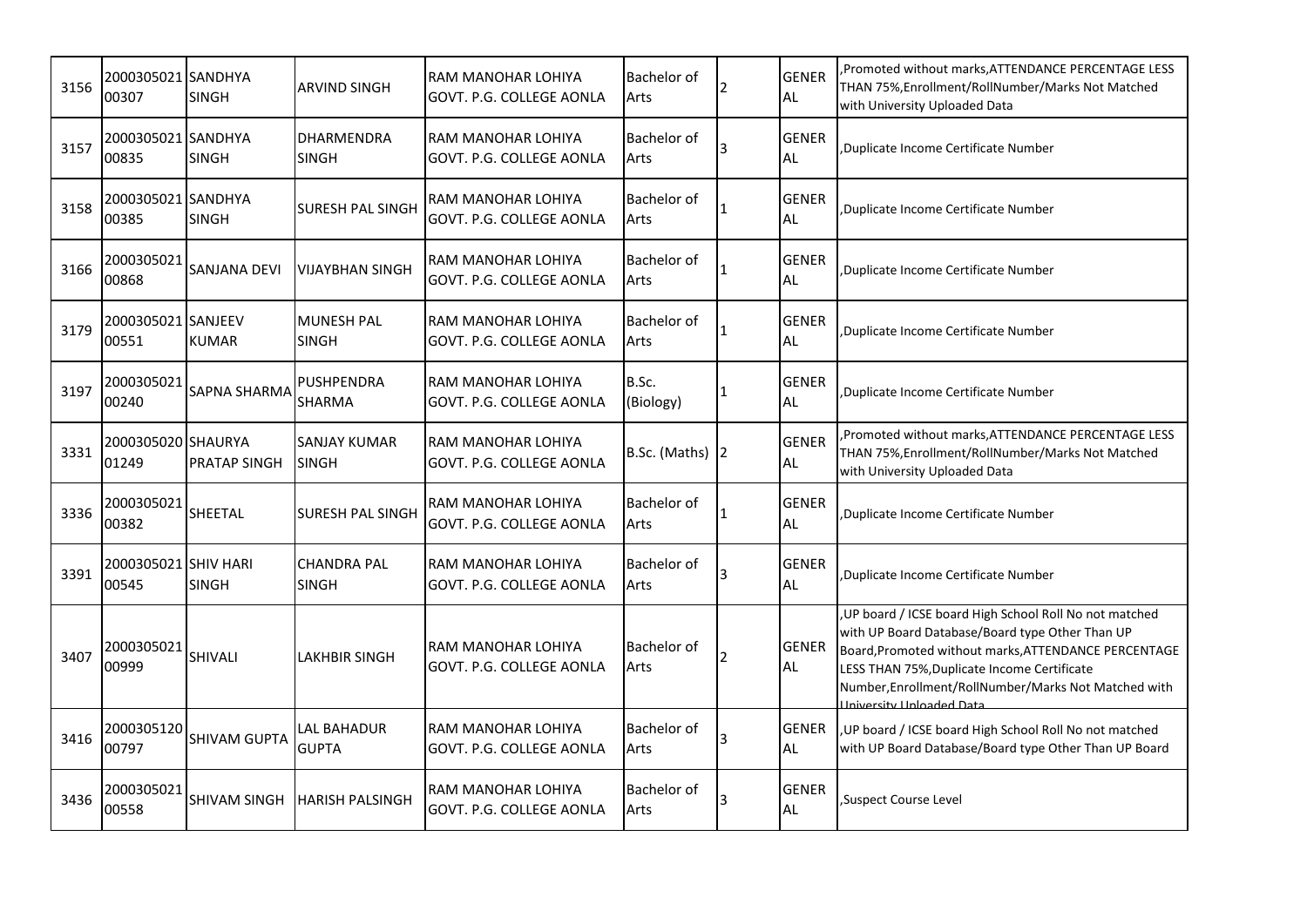| 3156 | 200030502100307 | SANDHYA SINGH | ARVIND SINGH | RAM MANOHAR LOHIYA GOVT. P.G. COLLEGE AONLA | Bachelor of Arts | 2 | GENERAL | ,Promoted without marks,ATTENDANCE PERCENTAGE LESS THAN 75%,Enrollment/RollNumber/Marks Not Matched with University Uploaded Data |
|---|---|---|---|---|---|---|---|---|
| 3157 | 200030502100835 | SANDHYA SINGH | DHARMENDRA SINGH | RAM MANOHAR LOHIYA GOVT. P.G. COLLEGE AONLA | Bachelor of Arts | 3 | GENERAL | ,Duplicate Income Certificate Number |
| 3158 | 200030502100385 | SANDHYA SINGH | SURESH PAL SINGH | RAM MANOHAR LOHIYA GOVT. P.G. COLLEGE AONLA | Bachelor of Arts | 1 | GENERAL | ,Duplicate Income Certificate Number |
| 3166 | 200030502100868 | SANJANA DEVI | VIJAYBHAN SINGH | RAM MANOHAR LOHIYA GOVT. P.G. COLLEGE AONLA | Bachelor of Arts | 1 | GENERAL | ,Duplicate Income Certificate Number |
| 3179 | 200030502100551 | SANJEEV KUMAR | MUNESH PAL SINGH | RAM MANOHAR LOHIYA GOVT. P.G. COLLEGE AONLA | Bachelor of Arts | 1 | GENERAL | ,Duplicate Income Certificate Number |
| 3197 | 200030502100240 | SAPNA SHARMA | PUSHPENDRA SHARMA | RAM MANOHAR LOHIYA GOVT. P.G. COLLEGE AONLA | B.Sc. (Biology) | 1 | GENERAL | ,Duplicate Income Certificate Number |
| 3331 | 200030502001249 | SHAURYA PRATAP SINGH | SANJAY KUMAR SINGH | RAM MANOHAR LOHIYA GOVT. P.G. COLLEGE AONLA | B.Sc. (Maths) | 2 | GENERAL | ,Promoted without marks,ATTENDANCE PERCENTAGE LESS THAN 75%,Enrollment/RollNumber/Marks Not Matched with University Uploaded Data |
| 3336 | 200030502100382 | SHEETAL | SURESH PAL SINGH | RAM MANOHAR LOHIYA GOVT. P.G. COLLEGE AONLA | Bachelor of Arts | 1 | GENERAL | ,Duplicate Income Certificate Number |
| 3391 | 200030502100545 | SHIV HARI SINGH | CHANDRA PAL SINGH | RAM MANOHAR LOHIYA GOVT. P.G. COLLEGE AONLA | Bachelor of Arts | 3 | GENERAL | ,Duplicate Income Certificate Number |
| 3407 | 200030502100999 | SHIVALI | LAKHBIR SINGH | RAM MANOHAR LOHIYA GOVT. P.G. COLLEGE AONLA | Bachelor of Arts | 2 | GENERAL | ,UP board / ICSE board High School Roll No not matched with UP Board Database/Board type Other Than UP Board,Promoted without marks,ATTENDANCE PERCENTAGE LESS THAN 75%,Duplicate Income Certificate Number,Enrollment/RollNumber/Marks Not Matched with University Uploaded Data |
| 3416 | 200030512000797 | SHIVAM GUPTA | LAL BAHADUR GUPTA | RAM MANOHAR LOHIYA GOVT. P.G. COLLEGE AONLA | Bachelor of Arts | 3 | GENERAL | ,UP board / ICSE board High School Roll No not matched with UP Board Database/Board type Other Than UP Board |
| 3436 | 200030502100558 | SHIVAM SINGH | HARISH PALSINGH | RAM MANOHAR LOHIYA GOVT. P.G. COLLEGE AONLA | Bachelor of Arts | 3 | GENERAL | ,Suspect Course Level |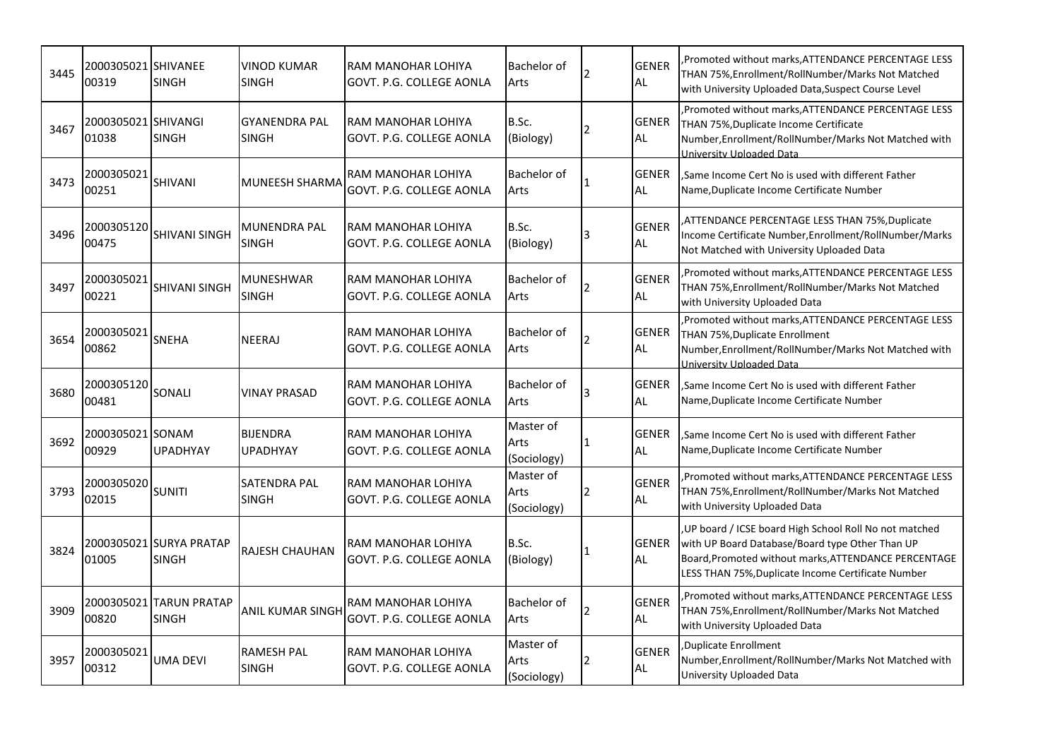| | | | | | | | | |
|---|---|---|---|---|---|---|---|---|
| 3445 | 200030502100319 | SHIVANEE SINGH | VINOD KUMAR SINGH | RAM MANOHAR LOHIYA GOVT. P.G. COLLEGE AONLA | Bachelor of Arts | 2 | GENERAL | ,Promoted without marks,ATTENDANCE PERCENTAGE LESS THAN 75%,Enrollment/RollNumber/Marks Not Matched with University Uploaded Data,Suspect Course Level |
| 3467 | 200030502101038 | SHIVANGI SINGH | GYANENDRA PAL SINGH | RAM MANOHAR LOHIYA GOVT. P.G. COLLEGE AONLA | B.Sc. (Biology) | 2 | GENERAL | ,Promoted without marks,ATTENDANCE PERCENTAGE LESS THAN 75%,Duplicate Income Certificate Number,Enrollment/RollNumber/Marks Not Matched with University Uploaded Data |
| 3473 | 200030502100251 | SHIVANI | MUNEESH SHARMA | RAM MANOHAR LOHIYA GOVT. P.G. COLLEGE AONLA | Bachelor of Arts | 1 | GENERAL | ,Same Income Cert No is used with different Father Name,Duplicate Income Certificate Number |
| 3496 | 200030512000475 | SHIVANI SINGH | MUNENDRA PAL SINGH | RAM MANOHAR LOHIYA GOVT. P.G. COLLEGE AONLA | B.Sc. (Biology) | 3 | GENERAL | ,ATTENDANCE PERCENTAGE LESS THAN 75%,Duplicate Income Certificate Number,Enrollment/RollNumber/Marks Not Matched with University Uploaded Data |
| 3497 | 200030502100221 | SHIVANI SINGH | MUNESHWAR SINGH | RAM MANOHAR LOHIYA GOVT. P.G. COLLEGE AONLA | Bachelor of Arts | 2 | GENERAL | ,Promoted without marks,ATTENDANCE PERCENTAGE LESS THAN 75%,Enrollment/RollNumber/Marks Not Matched with University Uploaded Data |
| 3654 | 200030502100862 | SNEHA | NEERAJ | RAM MANOHAR LOHIYA GOVT. P.G. COLLEGE AONLA | Bachelor of Arts | 2 | GENERAL | ,Promoted without marks,ATTENDANCE PERCENTAGE LESS THAN 75%,Duplicate Enrollment Number,Enrollment/RollNumber/Marks Not Matched with University Uploaded Data |
| 3680 | 200030512000481 | SONALI | VINAY PRASAD | RAM MANOHAR LOHIYA GOVT. P.G. COLLEGE AONLA | Bachelor of Arts | 3 | GENERAL | ,Same Income Cert No is used with different Father Name,Duplicate Income Certificate Number |
| 3692 | 200030502100929 | SONAM UPADHYAY | BIJENDRA UPADHYAY | RAM MANOHAR LOHIYA GOVT. P.G. COLLEGE AONLA | Master of Arts (Sociology) | 1 | GENERAL | ,Same Income Cert No is used with different Father Name,Duplicate Income Certificate Number |
| 3793 | 200030502002015 | SUNITI | SATENDRA PAL SINGH | RAM MANOHAR LOHIYA GOVT. P.G. COLLEGE AONLA | Master of Arts (Sociology) | 2 | GENERAL | ,Promoted without marks,ATTENDANCE PERCENTAGE LESS THAN 75%,Enrollment/RollNumber/Marks Not Matched with University Uploaded Data |
| 3824 | 200030502101005 | SURYA PRATAP SINGH | RAJESH CHAUHAN | RAM MANOHAR LOHIYA GOVT. P.G. COLLEGE AONLA | B.Sc. (Biology) | 1 | GENERAL | ,UP board / ICSE board High School Roll No not matched with UP Board Database/Board type Other Than UP Board,Promoted without marks,ATTENDANCE PERCENTAGE LESS THAN 75%,Duplicate Income Certificate Number |
| 3909 | 200030502100820 | TARUN PRATAP SINGH | ANIL KUMAR SINGH | RAM MANOHAR LOHIYA GOVT. P.G. COLLEGE AONLA | Bachelor of Arts | 2 | GENERAL | ,Promoted without marks,ATTENDANCE PERCENTAGE LESS THAN 75%,Enrollment/RollNumber/Marks Not Matched with University Uploaded Data |
| 3957 | 200030502100312 | UMA DEVI | RAMESH PAL SINGH | RAM MANOHAR LOHIYA GOVT. P.G. COLLEGE AONLA | Master of Arts (Sociology) | 2 | GENERAL | ,Duplicate Enrollment Number,Enrollment/RollNumber/Marks Not Matched with University Uploaded Data |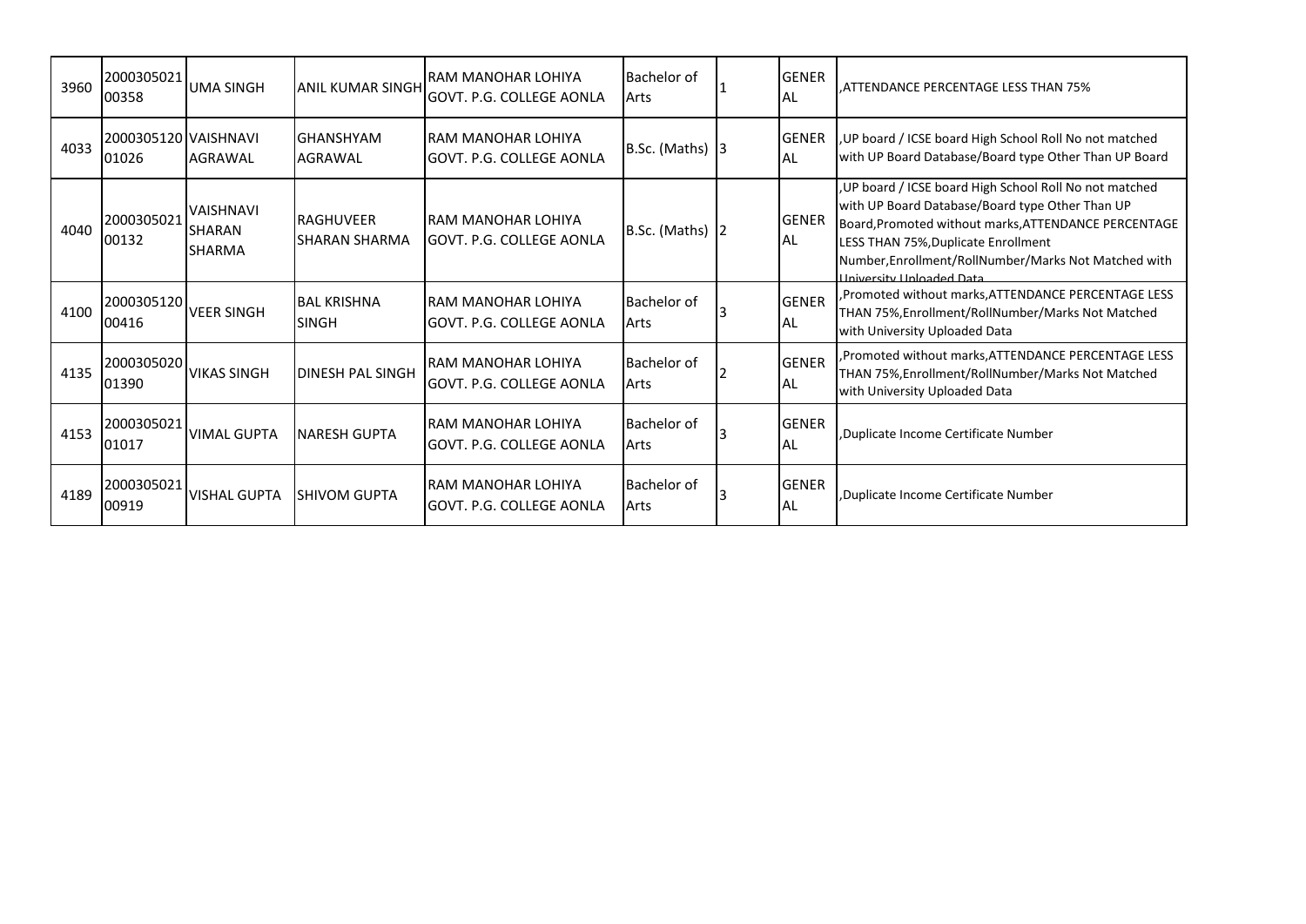| | | | | | | | | |
|---|---|---|---|---|---|---|---|---|
| 3960 | 200030502100358 | UMA SINGH | ANIL KUMAR SINGH | RAM MANOHAR LOHIYA GOVT. P.G. COLLEGE AONLA | Bachelor of Arts | 1 | GENERAL | ,ATTENDANCE PERCENTAGE LESS THAN 75% |
| 4033 | 200030512001026 | VAISHNAVI AGRAWAL | GHANSHYAM AGRAWAL | RAM MANOHAR LOHIYA GOVT. P.G. COLLEGE AONLA | B.Sc. (Maths) | 3 | GENERAL | ,UP board / ICSE board High School Roll No not matched with UP Board Database/Board type Other Than UP Board |
| 4040 | 200030502100132 | VAISHNAVI SHARAN SHARMA | RAGHUVEER SHARAN SHARMA | RAM MANOHAR LOHIYA GOVT. P.G. COLLEGE AONLA | B.Sc. (Maths) | 2 | GENERAL | ,UP board / ICSE board High School Roll No not matched with UP Board Database/Board type Other Than UP Board,Promoted without marks,ATTENDANCE PERCENTAGE LESS THAN 75%,Duplicate Enrollment Number,Enrollment/RollNumber/Marks Not Matched with University Uploaded Data |
| 4100 | 200030512000416 | VEER SINGH | BAL KRISHNA SINGH | RAM MANOHAR LOHIYA GOVT. P.G. COLLEGE AONLA | Bachelor of Arts | 3 | GENERAL | ,Promoted without marks,ATTENDANCE PERCENTAGE LESS THAN 75%,Enrollment/RollNumber/Marks Not Matched with University Uploaded Data |
| 4135 | 200030502001390 | VIKAS SINGH | DINESH PAL SINGH | RAM MANOHAR LOHIYA GOVT. P.G. COLLEGE AONLA | Bachelor of Arts | 2 | GENERAL | ,Promoted without marks,ATTENDANCE PERCENTAGE LESS THAN 75%,Enrollment/RollNumber/Marks Not Matched with University Uploaded Data |
| 4153 | 200030502101017 | VIMAL GUPTA | NARESH GUPTA | RAM MANOHAR LOHIYA GOVT. P.G. COLLEGE AONLA | Bachelor of Arts | 3 | GENERAL | ,Duplicate Income Certificate Number |
| 4189 | 200030502100919 | VISHAL GUPTA | SHIVOM GUPTA | RAM MANOHAR LOHIYA GOVT. P.G. COLLEGE AONLA | Bachelor of Arts | 3 | GENERAL | ,Duplicate Income Certificate Number |